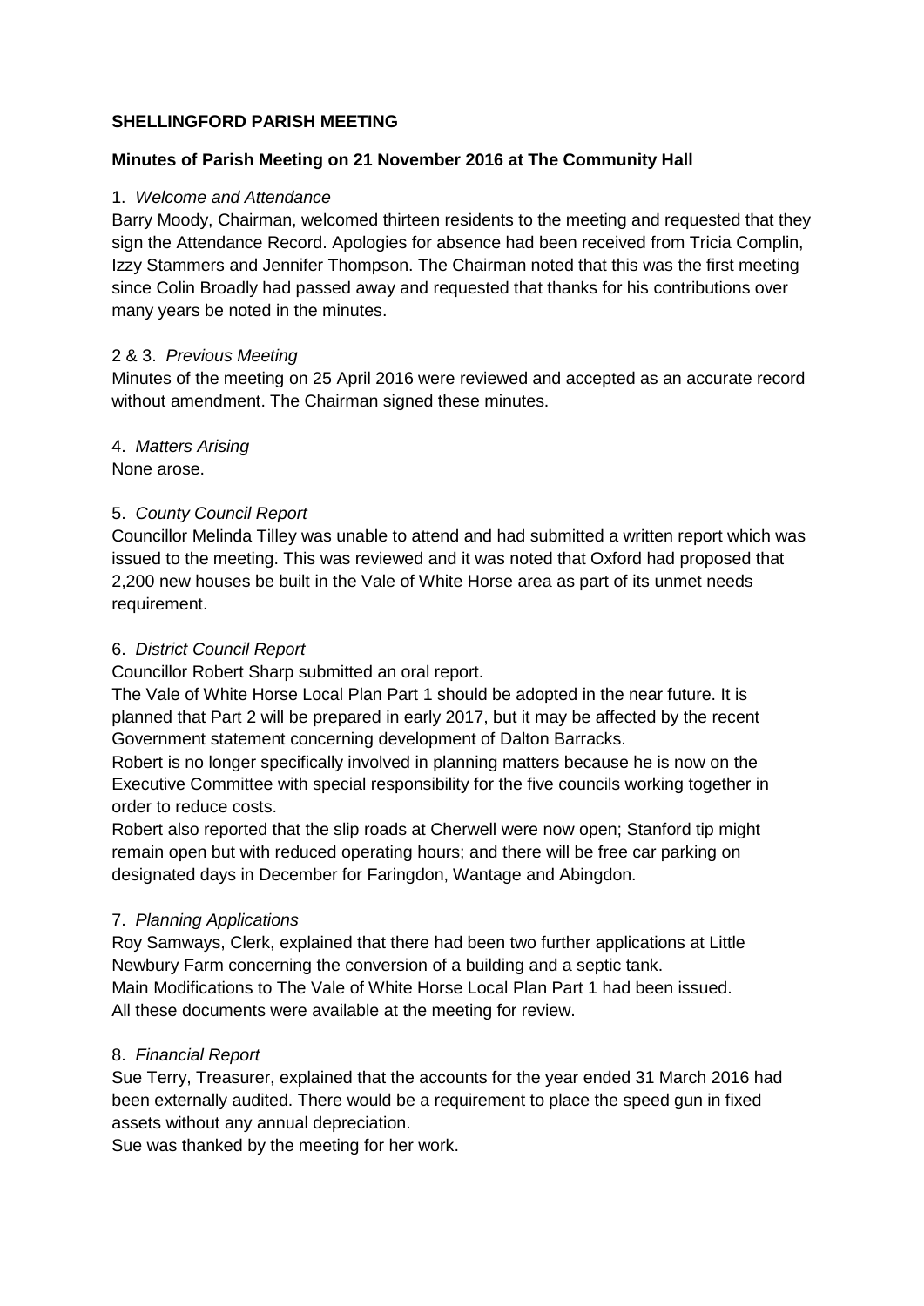**SHELLINGFORD PARISH MEETING**

**Minutes of Parish Meeting on 21 November 2016 at The Community Hall**

1. *Welcome and Attendance*

Barry Moody, Chairman, welcomed thirteen residents to the meeting and requested that they sign the Attendance Record. Apologies for absence had been received from Tricia Complin, Izzy Stammers and Jennifer Thompson. The Chairman noted that this was the first meeting since Colin Broadly had passed away and requested that thanks for his contributions over many years be noted in the minutes.

2 & 3. *Previous Meeting*

Minutes of the meeting on 25 April 2016 were reviewed and accepted as an accurate record without amendment. The Chairman signed these minutes.

4. *Matters Arising*

None arose.

5. *County Council Report*

Councillor Melinda Tilley was unable to attend and had submitted a written report which was issued to the meeting. This was reviewed and it was noted that Oxford had proposed that 2,200 new houses be built in the Vale of White Horse area as part of its unmet needs requirement.

6. *District Council Report*

Councillor Robert Sharp submitted an oral report.

The Vale of White Horse Local Plan Part 1 should be adopted in the near future. It is planned that Part 2 will be prepared in early 2017, but it may be affected by the recent Government statement concerning development of Dalton Barracks.

Robert is no longer specifically involved in planning matters because he is now on the Executive Committee with special responsibility for the five councils working together in order to reduce costs.

Robert also reported that the slip roads at Cherwell were now open; Stanford tip might remain open but with reduced operating hours; and there will be free car parking on designated days in December for Faringdon, Wantage and Abingdon.

7. *Planning Applications*

Roy Samways, Clerk, explained that there had been two further applications at Little Newbury Farm concerning the conversion of a building and a septic tank.

Main Modifications to The Vale of White Horse Local Plan Part 1 had been issued.

All these documents were available at the meeting for review.

8. *Financial Report*

Sue Terry, Treasurer, explained that the accounts for the year ended 31 March 2016 had been externally audited. There would be a requirement to place the speed gun in fixed assets without any annual depreciation.

Sue was thanked by the meeting for her work.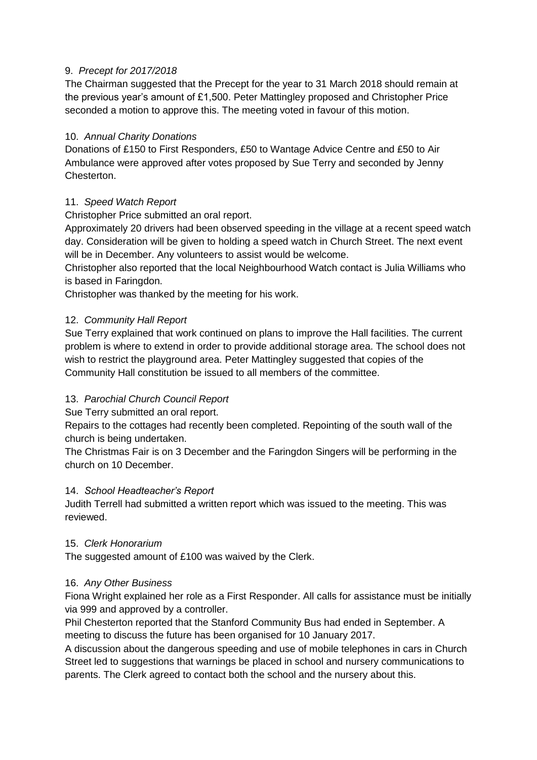9. *Precept for 2017/2018*

The Chairman suggested that the Precept for the year to 31 March 2018 should remain at the previous year's amount of £1,500. Peter Mattingley proposed and Christopher Price seconded a motion to approve this. The meeting voted in favour of this motion.

10. *Annual Charity Donations*

Donations of £150 to First Responders, £50 to Wantage Advice Centre and £50 to Air Ambulance were approved after votes proposed by Sue Terry and seconded by Jenny Chesterton.

11. *Speed Watch Report*

Christopher Price submitted an oral report.

Approximately 20 drivers had been observed speeding in the village at a recent speed watch day. Consideration will be given to holding a speed watch in Church Street. The next event will be in December. Any volunteers to assist would be welcome.

Christopher also reported that the local Neighbourhood Watch contact is Julia Williams who is based in Faringdon.

Christopher was thanked by the meeting for his work.

12. *Community Hall Report*

Sue Terry explained that work continued on plans to improve the Hall facilities. The current problem is where to extend in order to provide additional storage area. The school does not wish to restrict the playground area. Peter Mattingley suggested that copies of the Community Hall constitution be issued to all members of the committee.

13. *Parochial Church Council Report*

Sue Terry submitted an oral report.

Repairs to the cottages had recently been completed. Repointing of the south wall of the church is being undertaken.

The Christmas Fair is on 3 December and the Faringdon Singers will be performing in the church on 10 December.

14. *School Headteacher's Report*

Judith Terrell had submitted a written report which was issued to the meeting. This was reviewed.

15. *Clerk Honorarium*

The suggested amount of £100 was waived by the Clerk.

16. *Any Other Business*

Fiona Wright explained her role as a First Responder. All calls for assistance must be initially via 999 and approved by a controller.

Phil Chesterton reported that the Stanford Community Bus had ended in September. A meeting to discuss the future has been organised for 10 January 2017.

A discussion about the dangerous speeding and use of mobile telephones in cars in Church Street led to suggestions that warnings be placed in school and nursery communications to parents. The Clerk agreed to contact both the school and the nursery about this.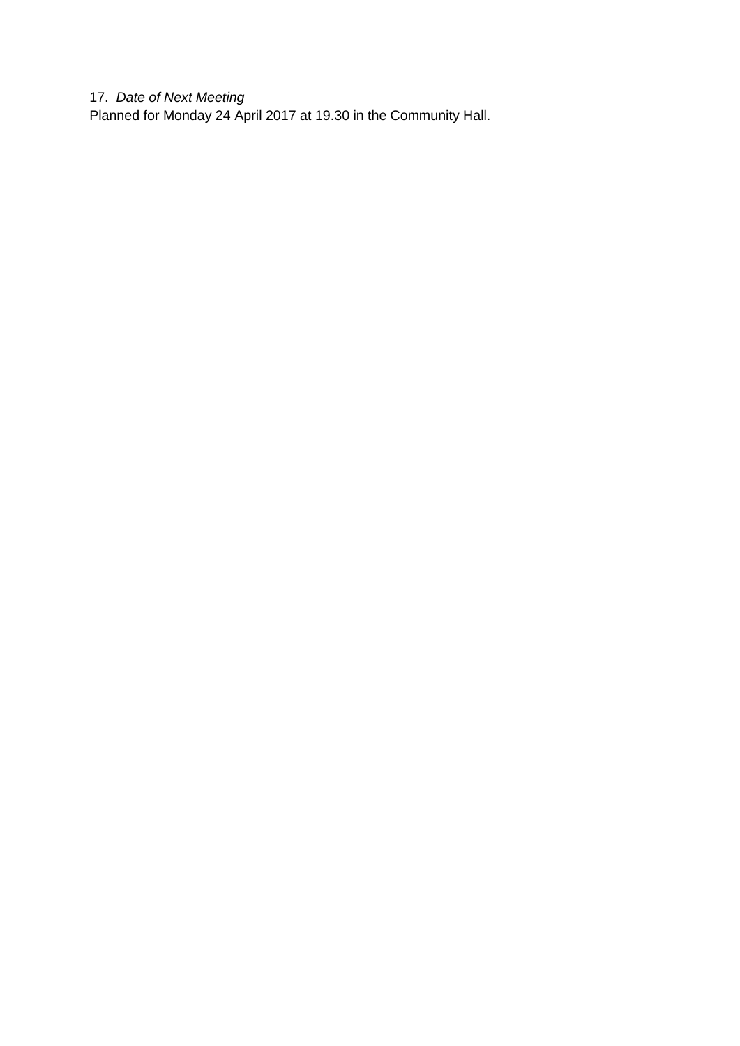17. *Date of Next Meeting*

Planned for Monday 24 April 2017 at 19.30 in the Community Hall.